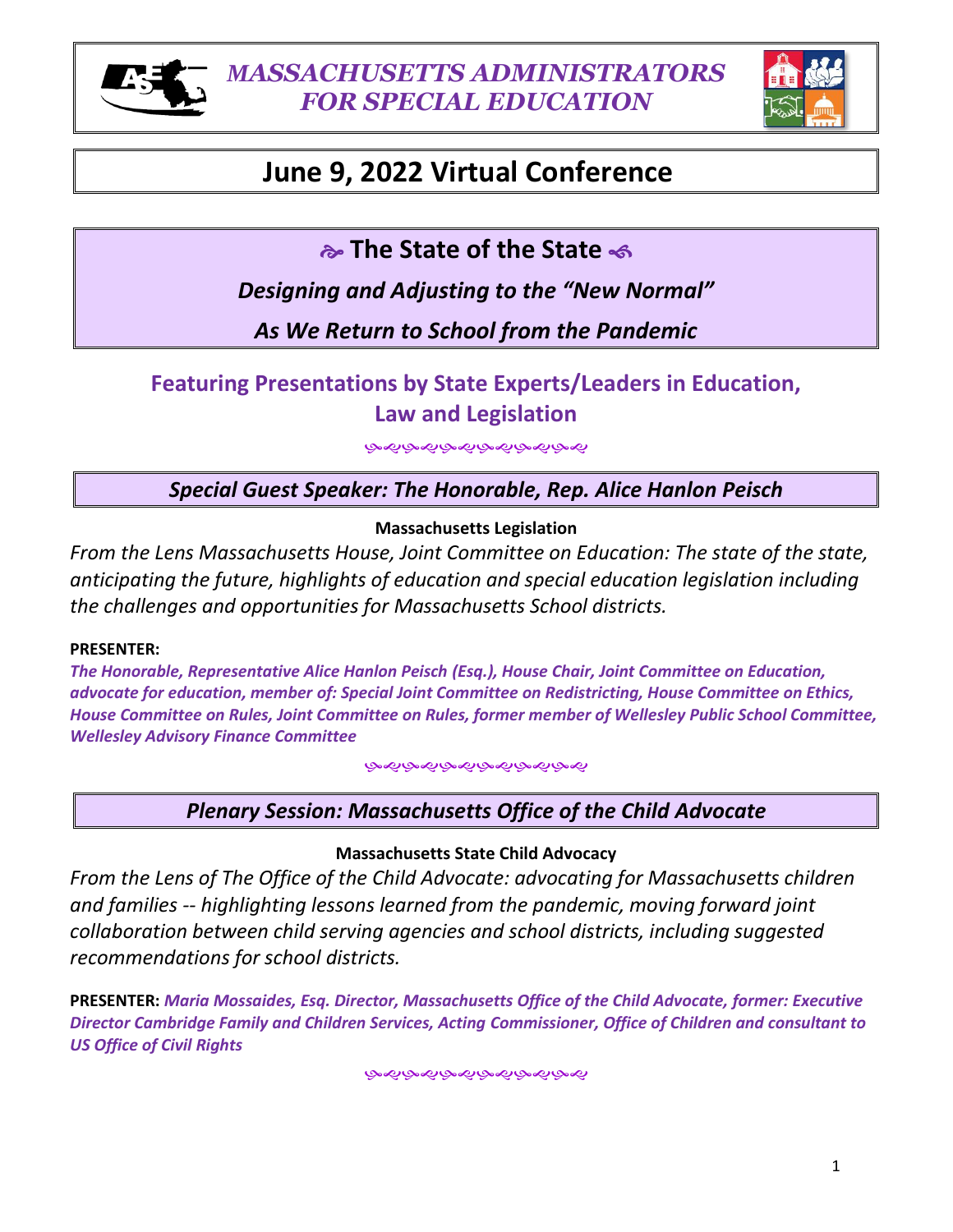# *MASSACHUSETTS ADMINISTRATORS FOR SPECIAL EDUCATION*

# June 9, 2022 Virtual Conference

## The State of the State

### *Designing and Adjusting to the "New Normal"*

### *As We Return to School from the Pandemic*

## Featuring Presentations by State Experts/Leaders in Education, Law and Legislation

---

### *Special Guest Speaker: The Honorable, Rep. Alice Hanlon Peisch*

**Massachusetts Legislation**

*From the Lens Massachusetts House, Joint Committee on Education: The state of the state, anticipating the future, highlights of education and special education legislation including the challenges and opportunities for Massachusetts School districts.*

**PRESENTER:**

***The Honorable, Representative Alice Hanlon Peisch (Esq.), House Chair, Joint Committee on Education, advocate for education, member of: Special Joint Committee on Redistricting, House Committee on Ethics, House Committee on Rules, Joint Committee on Rules, former member of Wellesley Public School Committee, Wellesley Advisory Finance Committee***

---

### *Plenary Session: Massachusetts Office of the Child Advocate*

**Massachusetts State Child Advocacy**

*From the Lens of The Office of the Child Advocate: advocating for Massachusetts children and families -- highlighting lessons learned from the pandemic, moving forward joint collaboration between child serving agencies and school districts, including suggested recommendations for school districts.*

**PRESENTER:** ***Maria Mossaides, Esq. Director, Massachusetts Office of the Child Advocate, former: Executive Director Cambridge Family and Children Services, Acting Commissioner, Office of Children and consultant to US Office of Civil Rights***

---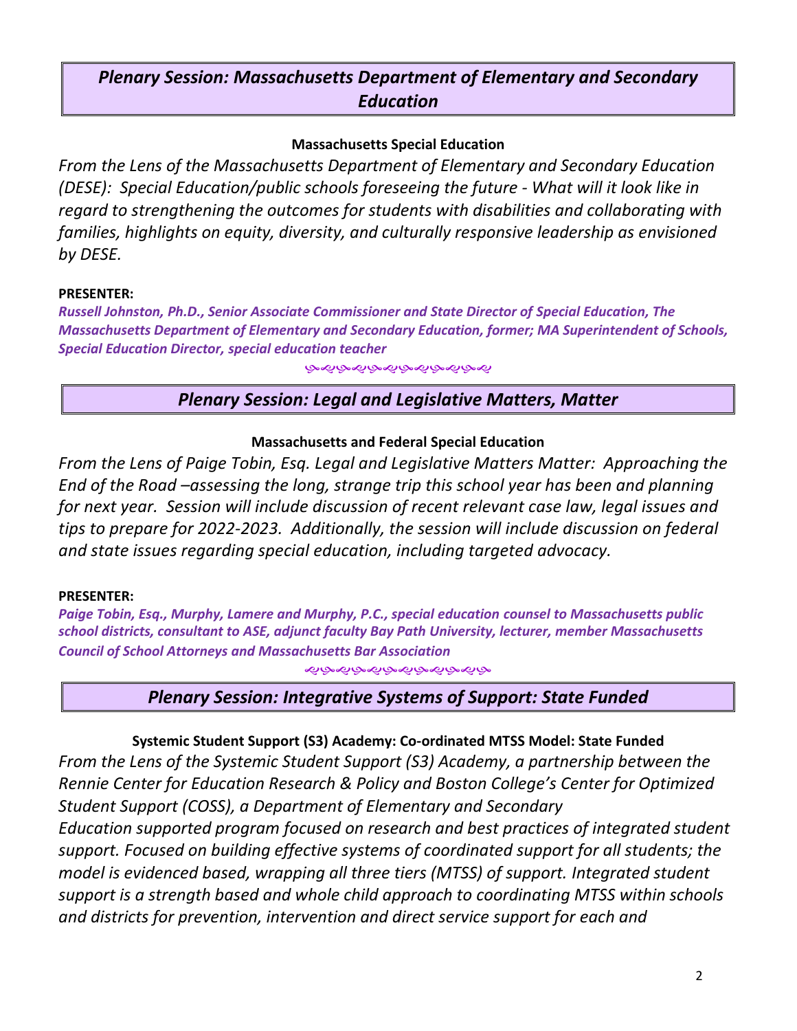## *Plenary Session: Massachusetts Department of Elementary and Secondary Education*

**Massachusetts Special Education**

*From the Lens of the Massachusetts Department of Elementary and Secondary Education (DESE): Special Education/public schools foreseeing the future - What will it look like in regard to strengthening the outcomes for students with disabilities and collaborating with families, highlights on equity, diversity, and culturally responsive leadership as envisioned by DESE.*

**PRESENTER:**

***Russell Johnston, Ph.D., Senior Associate Commissioner and State Director of Special Education, The Massachusetts Department of Elementary and Secondary Education, former; MA Superintendent of Schools, Special Education Director, special education teacher***

## *Plenary Session: Legal and Legislative Matters, Matter*

**Massachusetts and Federal Special Education**

*From the Lens of Paige Tobin, Esq. Legal and Legislative Matters Matter: Approaching the End of the Road –assessing the long, strange trip this school year has been and planning for next year. Session will include discussion of recent relevant case law, legal issues and tips to prepare for 2022-2023. Additionally, the session will include discussion on federal and state issues regarding special education, including targeted advocacy.*

**PRESENTER:**

***Paige Tobin, Esq., Murphy, Lamere and Murphy, P.C., special education counsel to Massachusetts public school districts, consultant to ASE, adjunct faculty Bay Path University, lecturer, member Massachusetts Council of School Attorneys and Massachusetts Bar Association***

## *Plenary Session: Integrative Systems of Support: State Funded*

**Systemic Student Support (S3) Academy: Co-ordinated MTSS Model: State Funded**

*From the Lens of the Systemic Student Support (S3) Academy, a partnership between the Rennie Center for Education Research & Policy and Boston College's Center for Optimized Student Support (COSS), a Department of Elementary and Secondary Education supported program focused on research and best practices of integrated student support. Focused on building effective systems of coordinated support for all students; the model is evidenced based, wrapping all three tiers (MTSS) of support. Integrated student support is a strength based and whole child approach to coordinating MTSS within schools and districts for prevention, intervention and direct service support for each and*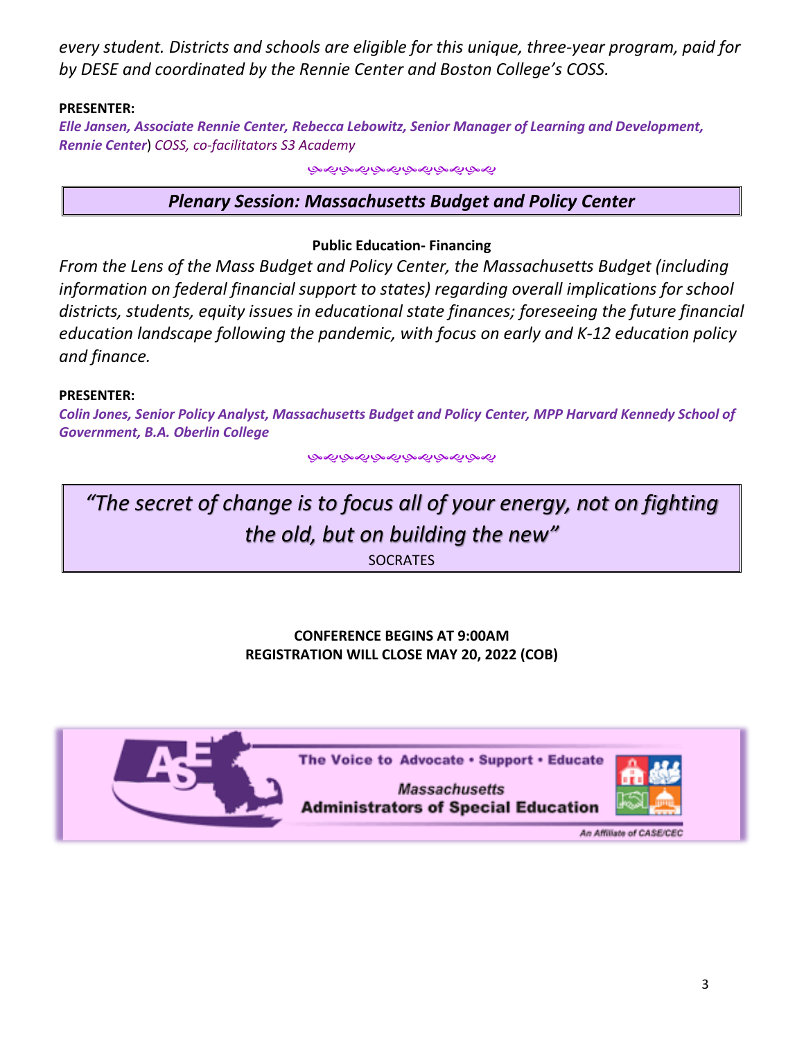*every student. Districts and schools are eligible for this unique, three-year program, paid for by DESE and coordinated by the Rennie Center and Boston College's COSS.*

**PRESENTER:**

***Elle Jansen, Associate Rennie Center, Rebecca Lebowitz, Senior Manager of Learning and Development, Rennie Center**) COSS, co-facilitators S3 Academy*

## *Plenary Session: Massachusetts Budget and Policy Center*

**Public Education- Financing**

*From the Lens of the Mass Budget and Policy Center, the Massachusetts Budget (including information on federal financial support to states) regarding overall implications for school districts, students, equity issues in educational state finances; foreseeing the future financial education landscape following the pandemic, with focus on early and K-12 education policy and finance.*

**PRESENTER:**

***Colin Jones, Senior Policy Analyst, Massachusetts Budget and Policy Center, MPP Harvard Kennedy School of Government, B.A. Oberlin College***

*"The secret of change is to focus all of your energy, not on fighting the old, but on building the new"*

SOCRATES

**CONFERENCE BEGINS AT 9:00AM**
**REGISTRATION WILL CLOSE MAY 20, 2022 (COB)**

The Voice to Advocate • Support • Educate

Massachusetts
**Administrators of Special Education**

An Affiliate of CASE/CEC